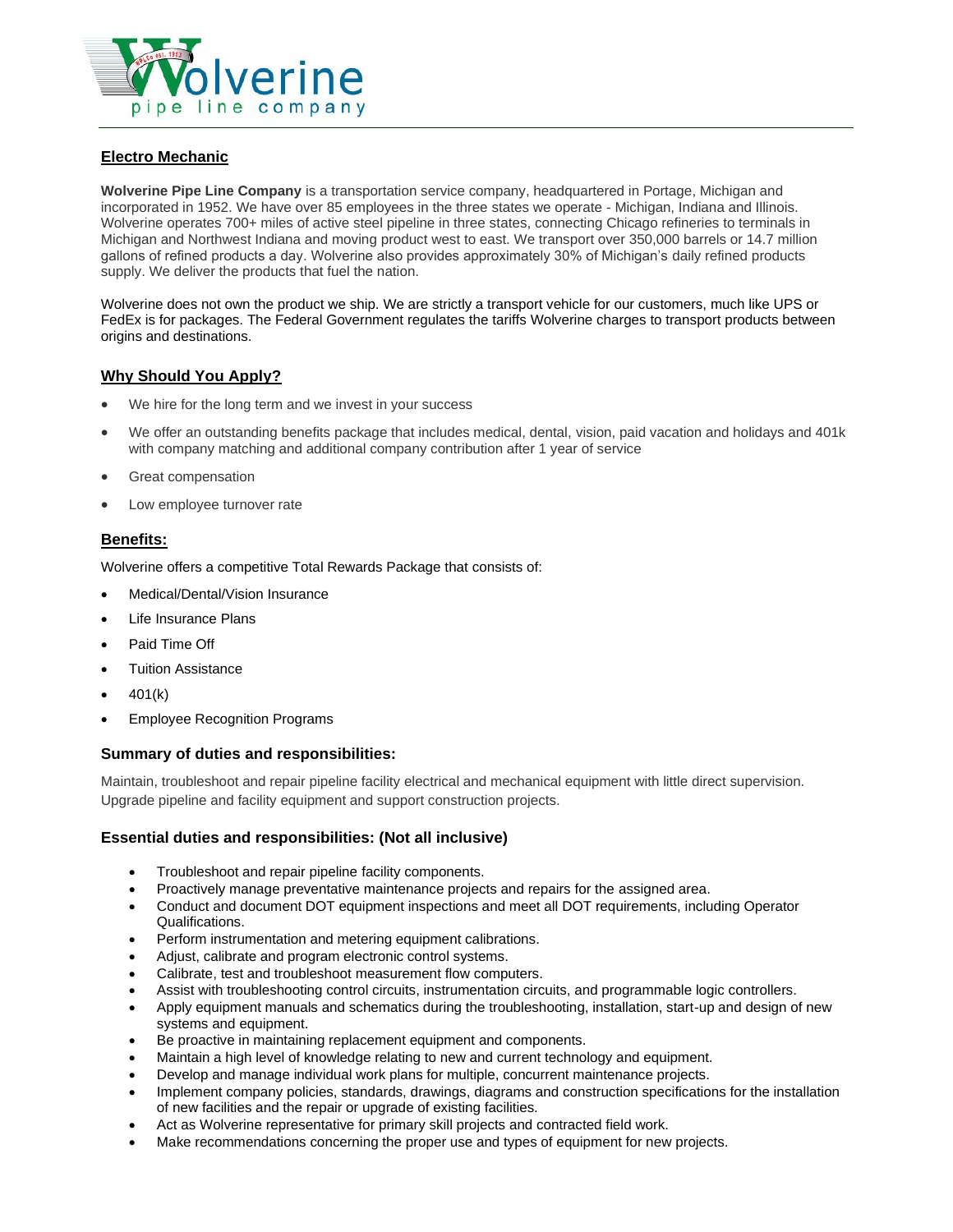# Electro Mechanic

**Wolverine Pipe Line Company** is a transportation service company, headquartered in Portage, Michigan and incorporated in 1952. We have over 85 employees in the three states we operate - Michigan, Indiana and Illinois. Wolverine operates 700+ miles of active steel pipeline in three states, connecting Chicago refineries to terminals in Michigan and Northwest Indiana and moving product west to east. We transport over 350,000 barrels or 14.7 million gallons of refined products a day. Wolverine also provides approximately 30% of Michigan's daily refined products supply. We deliver the products that fuel the nation.

Wolverine does not own the product we ship. We are strictly a transport vehicle for our customers, much like UPS or FedEx is for packages. The Federal Government regulates the tariffs Wolverine charges to transport products between origins and destinations.

## Why Should You Apply?

- We hire for the long term and we invest in your success
- We offer an outstanding benefits package that includes medical, dental, vision, paid vacation and holidays and 401k with company matching and additional company contribution after 1 year of service
- Great compensation
- Low employee turnover rate

## Benefits:

Wolverine offers a competitive Total Rewards Package that consists of:

- Medical/Dental/Vision Insurance
- Life Insurance Plans
- Paid Time Off
- Tuition Assistance
- 401(k)
- Employee Recognition Programs

### Summary of duties and responsibilities:

Maintain, troubleshoot and repair pipeline facility electrical and mechanical equipment with little direct supervision. Upgrade pipeline and facility equipment and support construction projects.

### Essential duties and responsibilities: (Not all inclusive)

- Troubleshoot and repair pipeline facility components.
- Proactively manage preventative maintenance projects and repairs for the assigned area.
- Conduct and document DOT equipment inspections and meet all DOT requirements, including Operator Qualifications.
- Perform instrumentation and metering equipment calibrations.
- Adjust, calibrate and program electronic control systems.
- Calibrate, test and troubleshoot measurement flow computers.
- Assist with troubleshooting control circuits, instrumentation circuits, and programmable logic controllers.
- Apply equipment manuals and schematics during the troubleshooting, installation, start-up and design of new systems and equipment.
- Be proactive in maintaining replacement equipment and components.
- Maintain a high level of knowledge relating to new and current technology and equipment.
- Develop and manage individual work plans for multiple, concurrent maintenance projects.
- Implement company policies, standards, drawings, diagrams and construction specifications for the installation of new facilities and the repair or upgrade of existing facilities.
- Act as Wolverine representative for primary skill projects and contracted field work.
- Make recommendations concerning the proper use and types of equipment for new projects.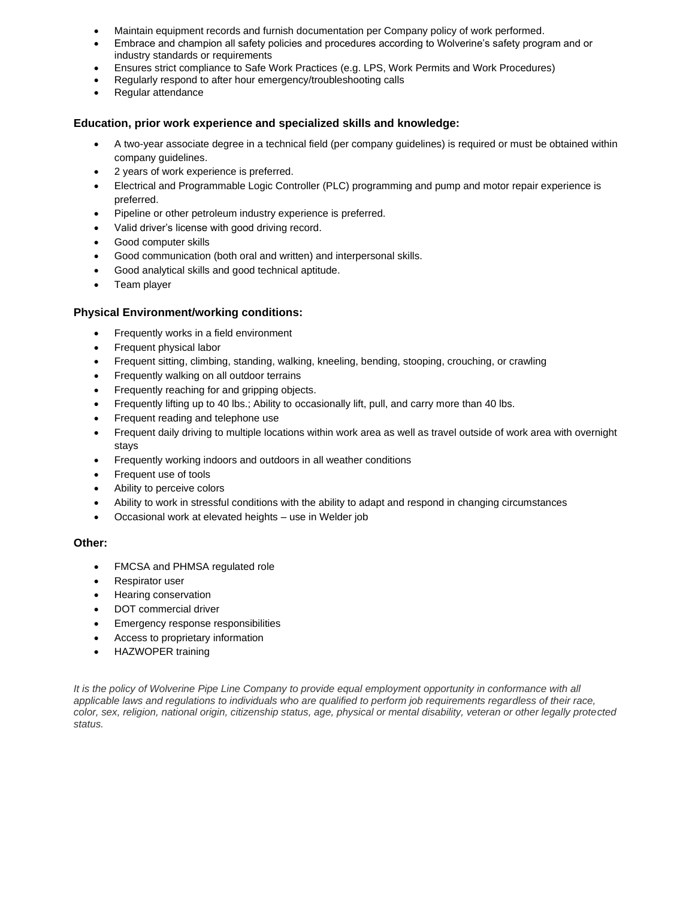- Maintain equipment records and furnish documentation per Company policy of work performed.
- Embrace and champion all safety policies and procedures according to Wolverine's safety program and or industry standards or requirements
- Ensures strict compliance to Safe Work Practices (e.g. LPS, Work Permits and Work Procedures)
- Regularly respond to after hour emergency/troubleshooting calls
- Regular attendance

### Education, prior work experience and specialized skills and knowledge:

- A two-year associate degree in a technical field (per company guidelines) is required or must be obtained within company guidelines.
- 2 years of work experience is preferred.
- Electrical and Programmable Logic Controller (PLC) programming and pump and motor repair experience is preferred.
- Pipeline or other petroleum industry experience is preferred.
- Valid driver's license with good driving record.
- Good computer skills
- Good communication (both oral and written) and interpersonal skills.
- Good analytical skills and good technical aptitude.
- Team player

### Physical Environment/working conditions:

- Frequently works in a field environment
- Frequent physical labor
- Frequent sitting, climbing, standing, walking, kneeling, bending, stooping, crouching, or crawling
- Frequently walking on all outdoor terrains
- Frequently reaching for and gripping objects.
- Frequently lifting up to 40 lbs.; Ability to occasionally lift, pull, and carry more than 40 lbs.
- Frequent reading and telephone use
- Frequent daily driving to multiple locations within work area as well as travel outside of work area with overnight stays
- Frequently working indoors and outdoors in all weather conditions
- Frequent use of tools
- Ability to perceive colors
- Ability to work in stressful conditions with the ability to adapt and respond in changing circumstances
- Occasional work at elevated heights – use in Welder job

### Other:

- FMCSA and PHMSA regulated role
- Respirator user
- Hearing conservation
- DOT commercial driver
- Emergency response responsibilities
- Access to proprietary information
- HAZWOPER training

*It is the policy of Wolverine Pipe Line Company to provide equal employment opportunity in conformance with all applicable laws and regulations to individuals who are qualified to perform job requirements regardless of their race, color, sex, religion, national origin, citizenship status, age, physical or mental disability, veteran or other legally protected status.*